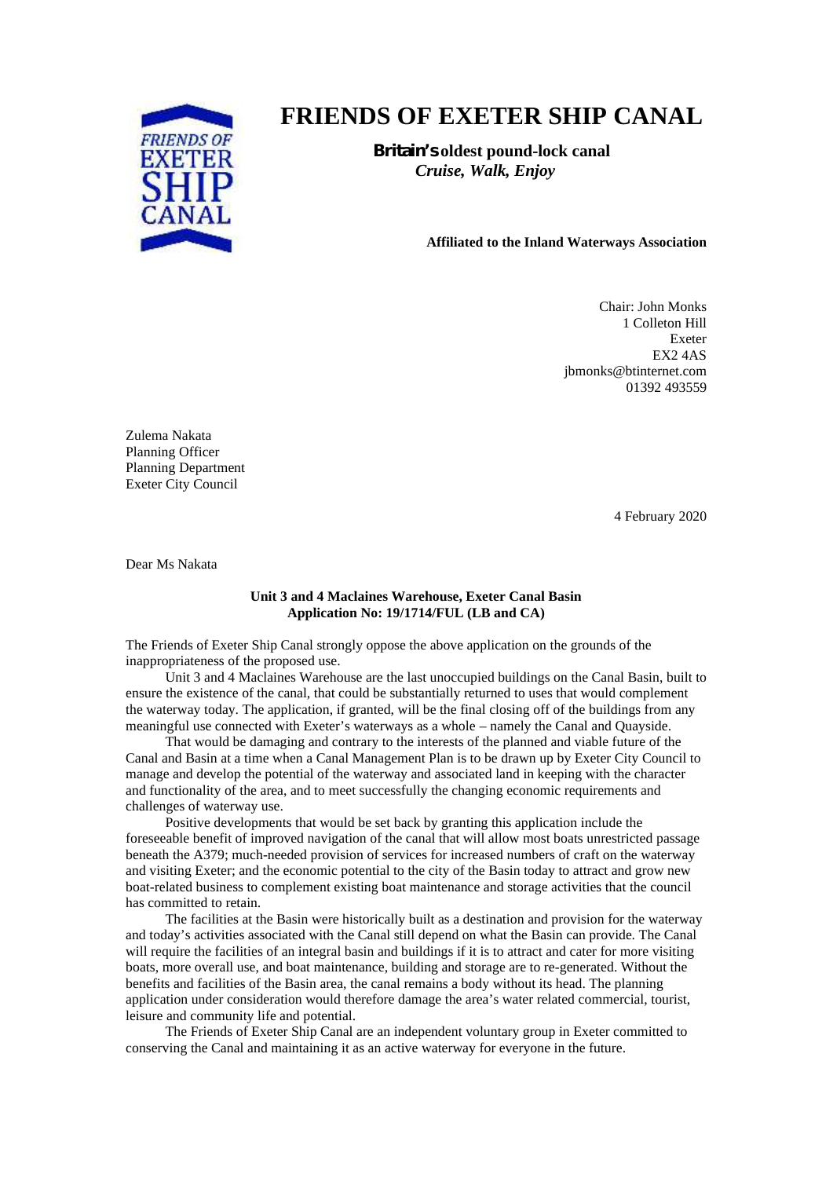# FRIENDS OF EXETER SHIP CANAL

**Britain's oldest pound-lock canal**
*Cruise, Walk, Enjoy*

**Affiliated to the Inland Waterways Association**

Chair: John Monks
1 Colleton Hill
Exeter
EX2 4AS
jbmonks@btinternet.com
01392 493559

Zulema Nakata
Planning Officer
Planning Department
Exeter City Council

4 February 2020

Dear Ms Nakata

**Unit 3 and 4 Maclaines Warehouse, Exeter Canal Basin**
**Application No: 19/1714/FUL (LB and CA)**

The Friends of Exeter Ship Canal strongly oppose the above application on the grounds of the inappropriateness of the proposed use.

Unit 3 and 4 Maclaines Warehouse are the last unoccupied buildings on the Canal Basin, built to ensure the existence of the canal, that could be substantially returned to uses that would complement the waterway today. The application, if granted, will be the final closing off of the buildings from any meaningful use connected with Exeter's waterways as a whole – namely the Canal and Quayside.

That would be damaging and contrary to the interests of the planned and viable future of the Canal and Basin at a time when a Canal Management Plan is to be drawn up by Exeter City Council to manage and develop the potential of the waterway and associated land in keeping with the character and functionality of the area, and to meet successfully the changing economic requirements and challenges of waterway use.

Positive developments that would be set back by granting this application include the foreseeable benefit of improved navigation of the canal that will allow most boats unrestricted passage beneath the A379; much-needed provision of services for increased numbers of craft on the waterway and visiting Exeter; and the economic potential to the city of the Basin today to attract and grow new boat-related business to complement existing boat maintenance and storage activities that the council has committed to retain.

The facilities at the Basin were historically built as a destination and provision for the waterway and today's activities associated with the Canal still depend on what the Basin can provide. The Canal will require the facilities of an integral basin and buildings if it is to attract and cater for more visiting boats, more overall use, and boat maintenance, building and storage are to re-generated. Without the benefits and facilities of the Basin area, the canal remains a body without its head. The planning application under consideration would therefore damage the area's water related commercial, tourist, leisure and community life and potential.

The Friends of Exeter Ship Canal are an independent voluntary group in Exeter committed to conserving the Canal and maintaining it as an active waterway for everyone in the future.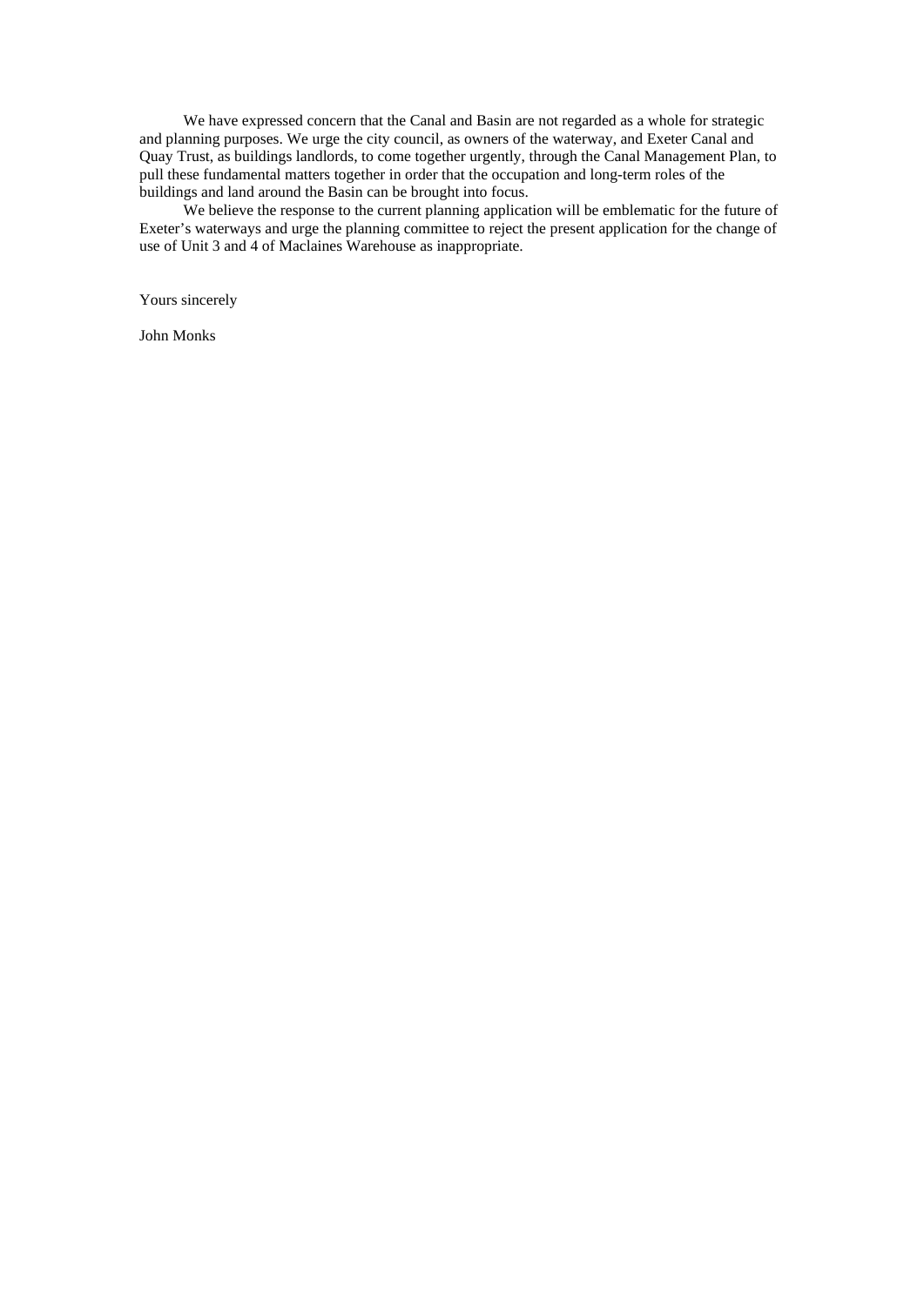We have expressed concern that the Canal and Basin are not regarded as a whole for strategic and planning purposes. We urge the city council, as owners of the waterway, and Exeter Canal and Quay Trust, as buildings landlords, to come together urgently, through the Canal Management Plan, to pull these fundamental matters together in order that the occupation and long-term roles of the buildings and land around the Basin can be brought into focus.

We believe the response to the current planning application will be emblematic for the future of Exeter's waterways and urge the planning committee to reject the present application for the change of use of Unit 3 and 4 of Maclaines Warehouse as inappropriate.

Yours sincerely

John Monks